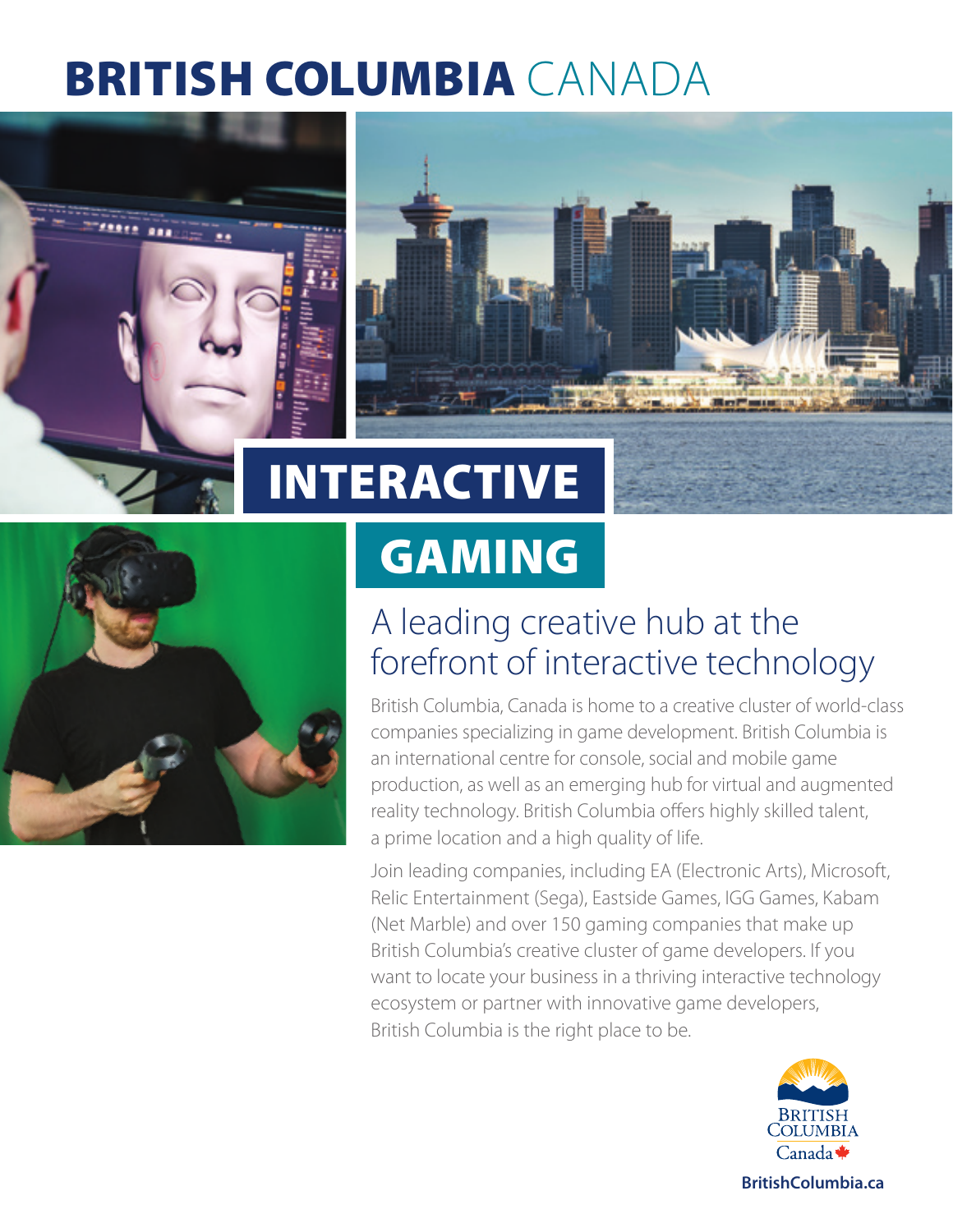# BRITISH COLUMBIA CANADA

# INTERACTIVE GAMING

## A leading creative hub at the forefront of interactive technology

British Columbia, Canada is home to a creative cluster of world-class companies specializing in game development. British Columbia is an international centre for console, social and mobile game production, as well as an emerging hub for virtual and augmented reality technology. British Columbia offers highly skilled talent, a prime location and a high quality of life.

Join leading companies, including EA (Electronic Arts), Microsoft, Relic Entertainment (Sega), Eastside Games, IGG Games, Kabam (Net Marble) and over 150 gaming companies that make up British Columbia's creative cluster of game developers. If you want to locate your business in a thriving interactive technology ecosystem or partner with innovative game developers, British Columbia is the right place to be.

BRITISH COLUMBIA Canada

**BritishColumbia.ca**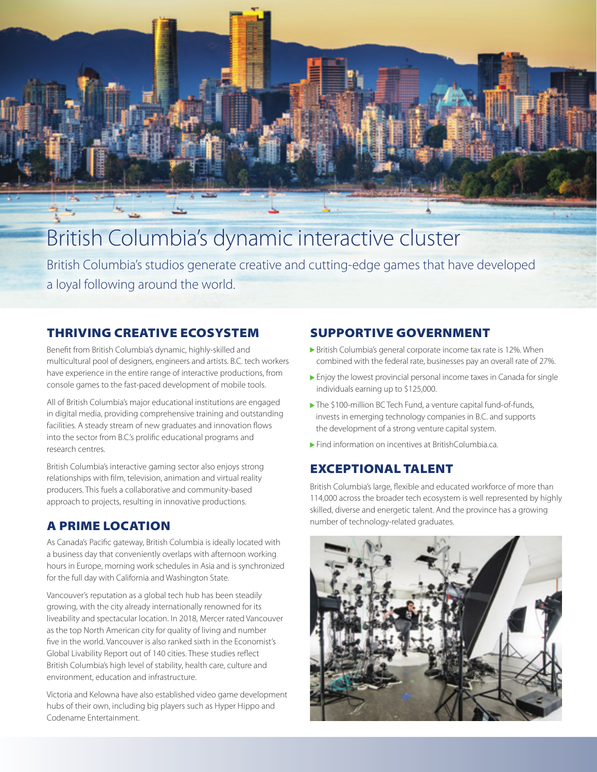# British Columbia's dynamic interactive cluster

British Columbia's studios generate creative and cutting-edge games that have developed a loyal following around the world.

## THRIVING CREATIVE ECOSYSTEM

Benefit from British Columbia's dynamic, highly-skilled and multicultural pool of designers, engineers and artists. B.C. tech workers have experience in the entire range of interactive productions, from console games to the fast-paced development of mobile tools.

All of British Columbia's major educational institutions are engaged in digital media, providing comprehensive training and outstanding facilities. A steady stream of new graduates and innovation flows into the sector from B.C.'s prolific educational programs and research centres.

British Columbia's interactive gaming sector also enjoys strong relationships with film, television, animation and virtual reality producers. This fuels a collaborative and community-based approach to projects, resulting in innovative productions.

## A PRIME LOCATION

As Canada's Pacific gateway, British Columbia is ideally located with a business day that conveniently overlaps with afternoon working hours in Europe, morning work schedules in Asia and is synchronized for the full day with California and Washington State.

Vancouver's reputation as a global tech hub has been steadily growing, with the city already internationally renowned for its liveability and spectacular location. In 2018, Mercer rated Vancouver as the top North American city for quality of living and number five in the world. Vancouver is also ranked sixth in the Economist's Global Livability Report out of 140 cities. These studies reflect British Columbia's high level of stability, health care, culture and environment, education and infrastructure.

Victoria and Kelowna have also established video game development hubs of their own, including big players such as Hyper Hippo and Codename Entertainment.

## SUPPORTIVE GOVERNMENT

- British Columbia's general corporate income tax rate is 12%. When combined with the federal rate, businesses pay an overall rate of 27%.
- Enjoy the lowest provincial personal income taxes in Canada for single individuals earning up to $125,000.
- The $100-million BC Tech Fund, a venture capital fund-of-funds, invests in emerging technology companies in B.C. and supports the development of a strong venture capital system.
- Find information on incentives at BritishColumbia.ca.

## EXCEPTIONAL TALENT

British Columbia's large, flexible and educated workforce of more than 114,000 across the broader tech ecosystem is well represented by highly skilled, diverse and energetic talent. And the province has a growing number of technology-related graduates.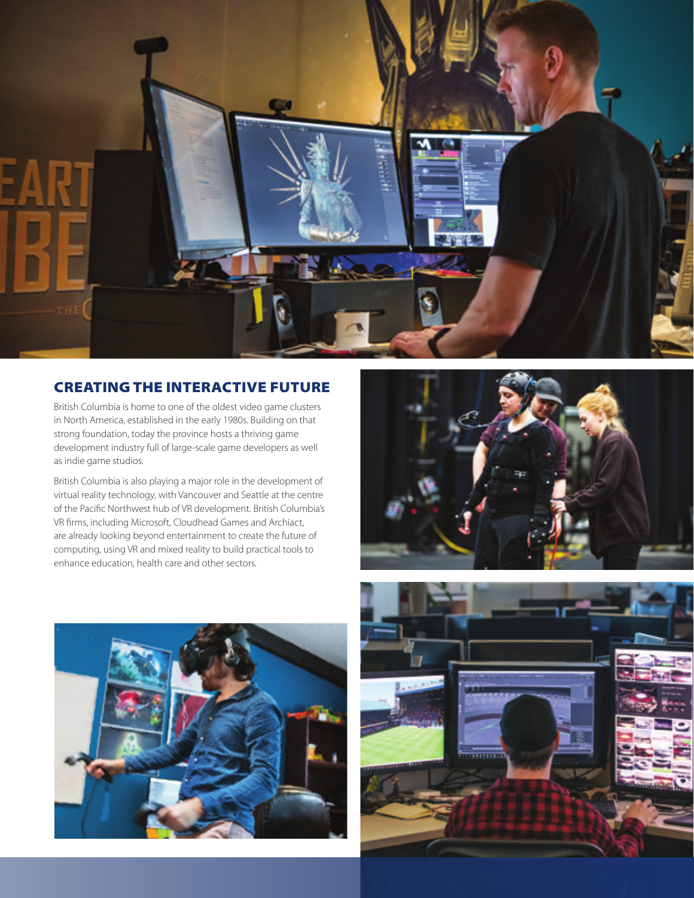## CREATING THE INTERACTIVE FUTURE

British Columbia is home to one of the oldest video game clusters in North America, established in the early 1980s. Building on that strong foundation, today the province hosts a thriving game development industry full of large-scale game developers as well as indie game studios.

British Columbia is also playing a major role in the development of virtual reality technology, with Vancouver and Seattle at the centre of the Pacific Northwest hub of VR development. British Columbia's VR firms, including Microsoft, Cloudhead Games and Archiact, are already looking beyond entertainment to create the future of computing, using VR and mixed reality to build practical tools to enhance education, health care and other sectors.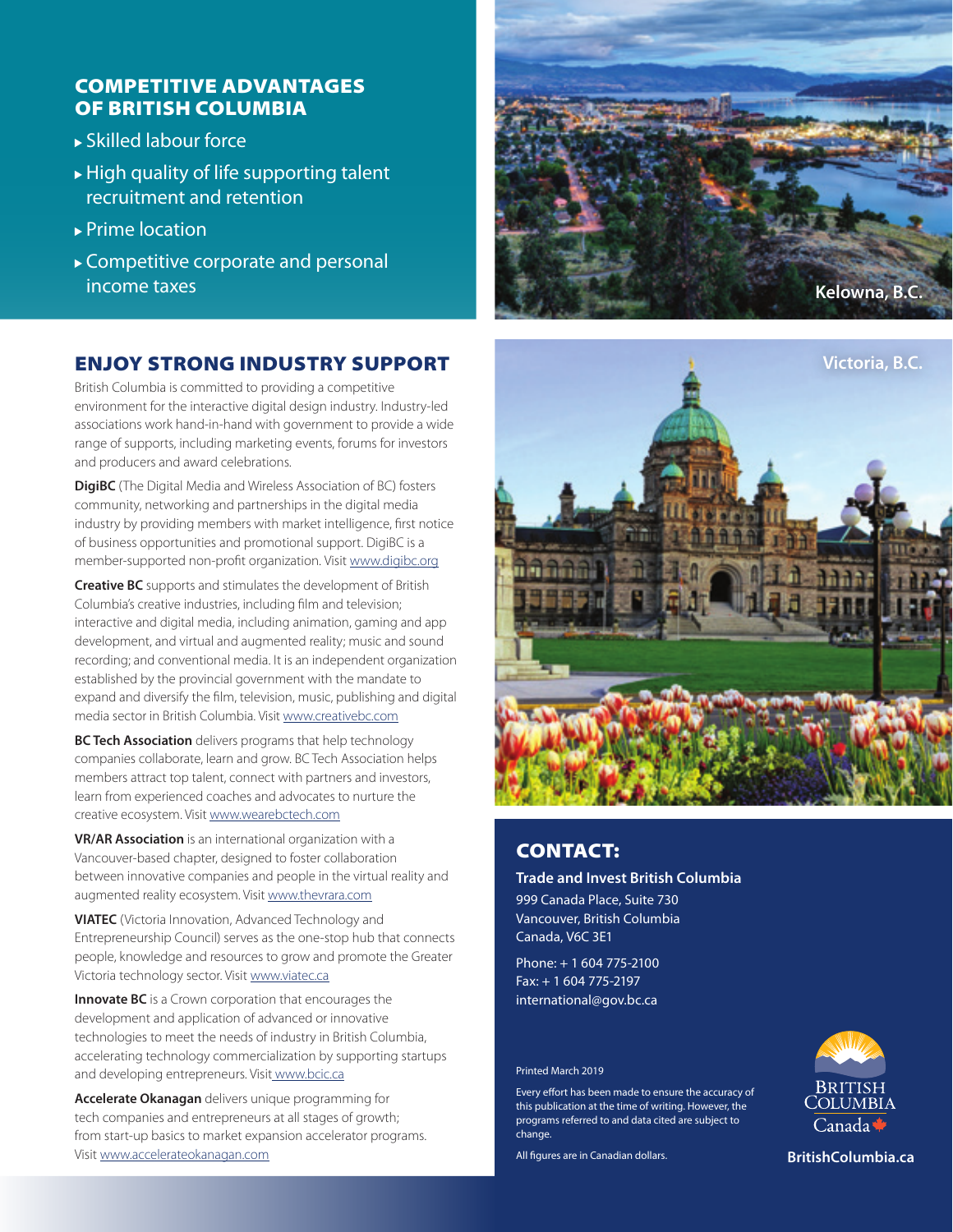## COMPETITIVE ADVANTAGES OF BRITISH COLUMBIA

- Skilled labour force
- High quality of life supporting talent recruitment and retention
- Prime location
- Competitive corporate and personal income taxes

Kelowna, B.C.

## ENJOY STRONG INDUSTRY SUPPORT

British Columbia is committed to providing a competitive environment for the interactive digital design industry. Industry-led associations work hand-in-hand with government to provide a wide range of supports, including marketing events, forums for investors and producers and award celebrations.

**DigiBC** (The Digital Media and Wireless Association of BC) fosters community, networking and partnerships in the digital media industry by providing members with market intelligence, first notice of business opportunities and promotional support. DigiBC is a member-supported non-profit organization. Visit www.digibc.org

**Creative BC** supports and stimulates the development of British Columbia's creative industries, including film and television; interactive and digital media, including animation, gaming and app development, and virtual and augmented reality; music and sound recording; and conventional media. It is an independent organization established by the provincial government with the mandate to expand and diversify the film, television, music, publishing and digital media sector in British Columbia. Visit www.creativebc.com

**BC Tech Association** delivers programs that help technology companies collaborate, learn and grow. BC Tech Association helps members attract top talent, connect with partners and investors, learn from experienced coaches and advocates to nurture the creative ecosystem. Visit www.wearebctech.com

**VR/AR Association** is an international organization with a Vancouver-based chapter, designed to foster collaboration between innovative companies and people in the virtual reality and augmented reality ecosystem. Visit www.thevrara.com

**VIATEC** (Victoria Innovation, Advanced Technology and Entrepreneurship Council) serves as the one-stop hub that connects people, knowledge and resources to grow and promote the Greater Victoria technology sector. Visit www.viatec.ca

**Innovate BC** is a Crown corporation that encourages the development and application of advanced or innovative technologies to meet the needs of industry in British Columbia, accelerating technology commercialization by supporting startups and developing entrepreneurs. Visit www.bcic.ca

**Accelerate Okanagan** delivers unique programming for tech companies and entrepreneurs at all stages of growth; from start-up basics to market expansion accelerator programs. Visit www.accelerateokanagan.com

Victoria, B.C.

## CONTACT:

**Trade and Invest British Columbia**

999 Canada Place, Suite 730
Vancouver, British Columbia
Canada, V6C 3E1

Phone: + 1 604 775-2100
Fax: + 1 604 775-2197
international@gov.bc.ca

Printed March 2019

Every effort has been made to ensure the accuracy of this publication at the time of writing. However, the programs referred to and data cited are subject to change.

All figures are in Canadian dollars.

BRITISH COLUMBIA Canada

**BritishColumbia.ca**